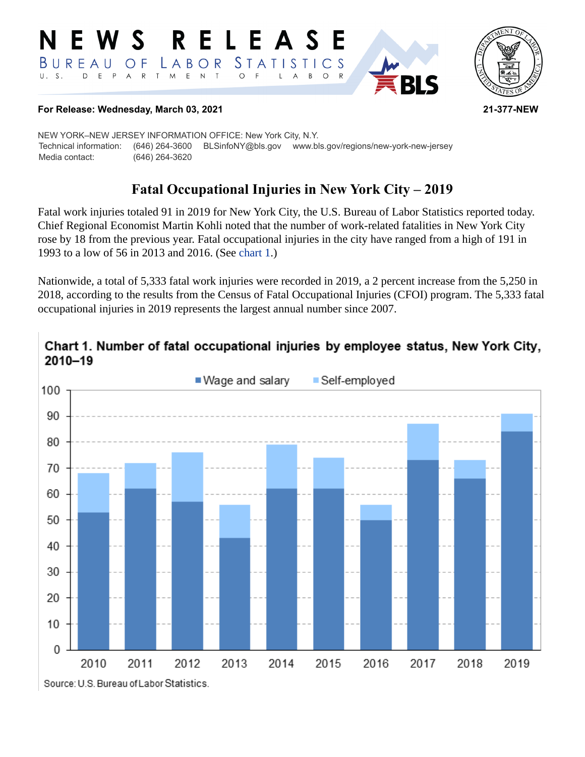# NEWS RELEASE

BUREAU OF LABOR STATISTICS

U. S. DEPARTMENT OF LABOR

**For Release: Wednesday, March 03, 2021** **21-377-NEW**

NEW YORK–NEW JERSEY INFORMATION OFFICE: New York City, N.Y.
Technical information: (646) 264-3600 BLSinfoNY@bls.gov www.bls.gov/regions/new-york-new-jersey
Media contact: (646) 264-3620

## Fatal Occupational Injuries in New York City – 2019

Fatal work injuries totaled 91 in 2019 for New York City, the U.S. Bureau of Labor Statistics reported today. Chief Regional Economist Martin Kohli noted that the number of work-related fatalities in New York City rose by 18 from the previous year. Fatal occupational injuries in the city have ranged from a high of 191 in 1993 to a low of 56 in 2013 and 2016. (See chart 1.)

Nationwide, a total of 5,333 fatal work injuries were recorded in 2019, a 2 percent increase from the 5,250 in 2018, according to the results from the Census of Fatal Occupational Injuries (CFOI) program. The 5,333 fatal occupational injuries in 2019 represents the largest annual number since 2007.

**Chart 1. Number of fatal occupational injuries by employee status, New York City, 2010–19**

Source: U.S. Bureau of Labor Statistics.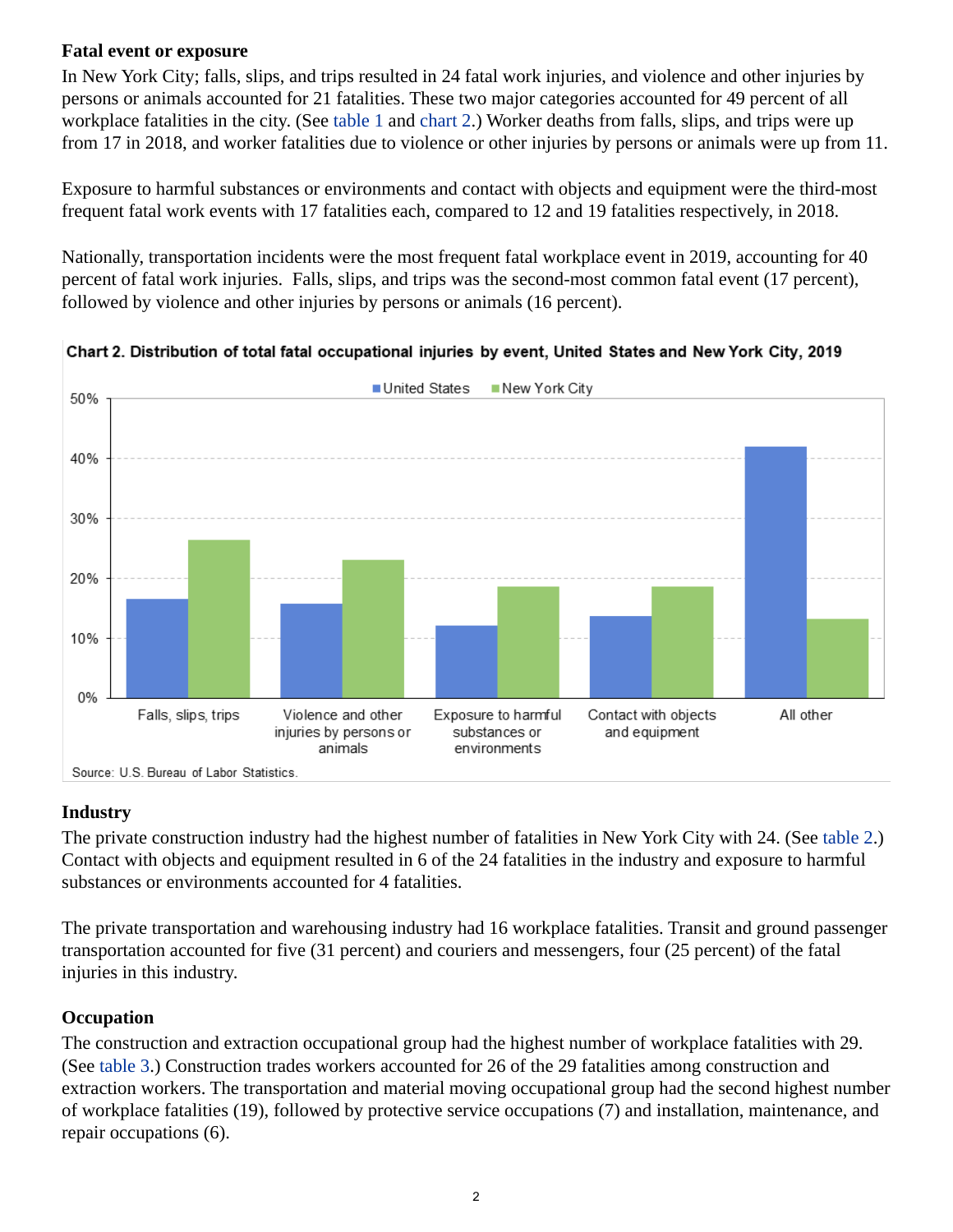### Fatal event or exposure

In New York City; falls, slips, and trips resulted in 24 fatal work injuries, and violence and other injuries by persons or animals accounted for 21 fatalities. These two major categories accounted for 49 percent of all workplace fatalities in the city. (See table 1 and chart 2.) Worker deaths from falls, slips, and trips were up from 17 in 2018, and worker fatalities due to violence or other injuries by persons or animals were up from 11.

Exposure to harmful substances or environments and contact with objects and equipment were the third-most frequent fatal work events with 17 fatalities each, compared to 12 and 19 fatalities respectively, in 2018.

Nationally, transportation incidents were the most frequent fatal workplace event in 2019, accounting for 40 percent of fatal work injuries. Falls, slips, and trips was the second-most common fatal event (17 percent), followed by violence and other injuries by persons or animals (16 percent).

**Chart 2. Distribution of total fatal occupational injuries by event, United States and New York City, 2019**

Source: U.S. Bureau of Labor Statistics.

### Industry

The private construction industry had the highest number of fatalities in New York City with 24. (See table 2.) Contact with objects and equipment resulted in 6 of the 24 fatalities in the industry and exposure to harmful substances or environments accounted for 4 fatalities.

The private transportation and warehousing industry had 16 workplace fatalities. Transit and ground passenger transportation accounted for five (31 percent) and couriers and messengers, four (25 percent) of the fatal injuries in this industry.

### Occupation

The construction and extraction occupational group had the highest number of workplace fatalities with 29. (See table 3.) Construction trades workers accounted for 26 of the 29 fatalities among construction and extraction workers. The transportation and material moving occupational group had the second highest number of workplace fatalities (19), followed by protective service occupations (7) and installation, maintenance, and repair occupations (6).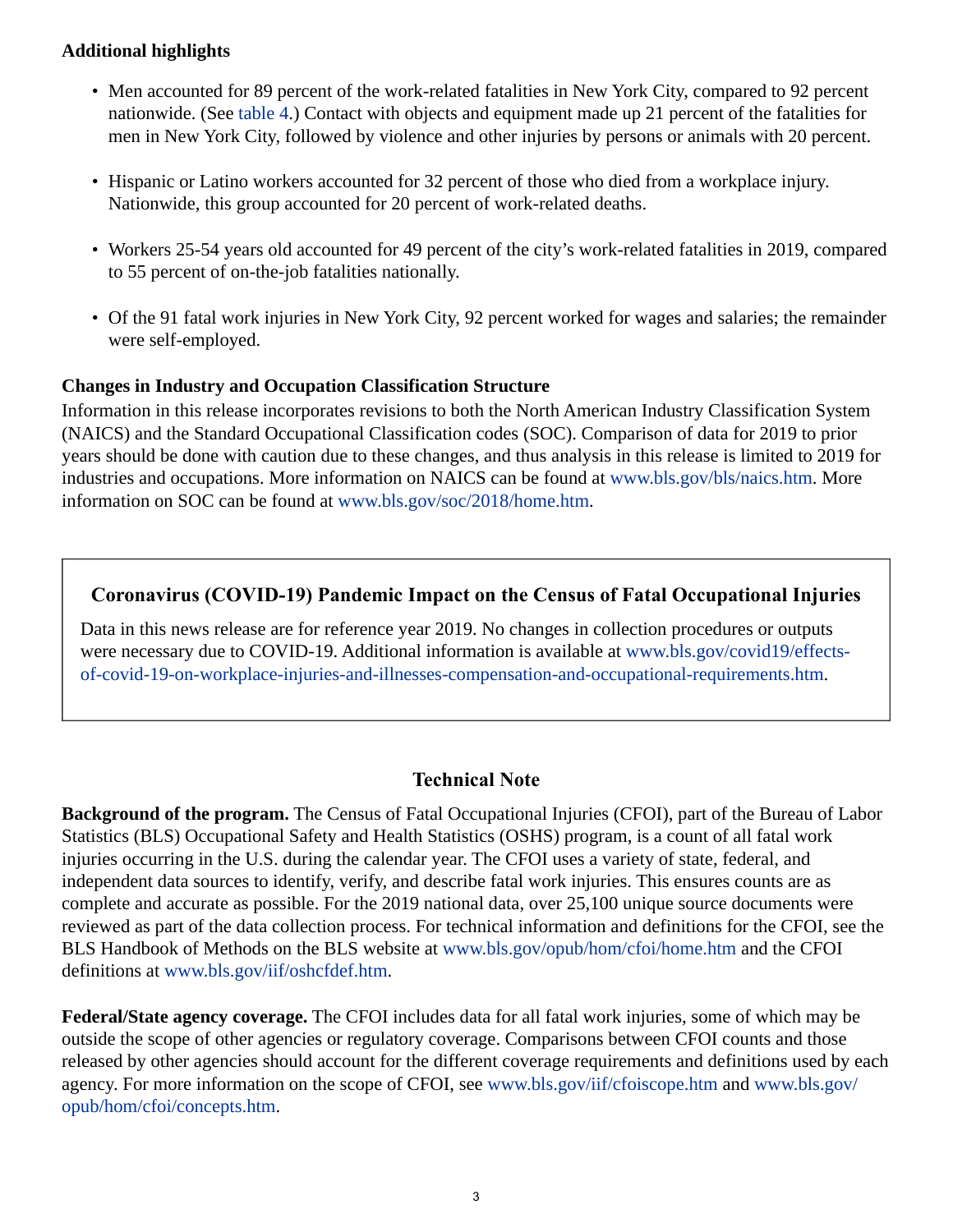### Additional highlights

- Men accounted for 89 percent of the work-related fatalities in New York City, compared to 92 percent nationwide. (See table 4.) Contact with objects and equipment made up 21 percent of the fatalities for men in New York City, followed by violence and other injuries by persons or animals with 20 percent.
- Hispanic or Latino workers accounted for 32 percent of those who died from a workplace injury. Nationwide, this group accounted for 20 percent of work-related deaths.
- Workers 25-54 years old accounted for 49 percent of the city's work-related fatalities in 2019, compared to 55 percent of on-the-job fatalities nationally.
- Of the 91 fatal work injuries in New York City, 92 percent worked for wages and salaries; the remainder were self-employed.

### Changes in Industry and Occupation Classification Structure

Information in this release incorporates revisions to both the North American Industry Classification System (NAICS) and the Standard Occupational Classification codes (SOC). Comparison of data for 2019 to prior years should be done with caution due to these changes, and thus analysis in this release is limited to 2019 for industries and occupations. More information on NAICS can be found at www.bls.gov/bls/naics.htm. More information on SOC can be found at www.bls.gov/soc/2018/home.htm.

### Coronavirus (COVID-19) Pandemic Impact on the Census of Fatal Occupational Injuries

Data in this news release are for reference year 2019. No changes in collection procedures or outputs were necessary due to COVID-19. Additional information is available at www.bls.gov/covid19/effects-of-covid-19-on-workplace-injuries-and-illnesses-compensation-and-occupational-requirements.htm.

## Technical Note

**Background of the program.** The Census of Fatal Occupational Injuries (CFOI), part of the Bureau of Labor Statistics (BLS) Occupational Safety and Health Statistics (OSHS) program, is a count of all fatal work injuries occurring in the U.S. during the calendar year. The CFOI uses a variety of state, federal, and independent data sources to identify, verify, and describe fatal work injuries. This ensures counts are as complete and accurate as possible. For the 2019 national data, over 25,100 unique source documents were reviewed as part of the data collection process. For technical information and definitions for the CFOI, see the BLS Handbook of Methods on the BLS website at www.bls.gov/opub/hom/cfoi/home.htm and the CFOI definitions at www.bls.gov/iif/oshcfdef.htm.

**Federal/State agency coverage.** The CFOI includes data for all fatal work injuries, some of which may be outside the scope of other agencies or regulatory coverage. Comparisons between CFOI counts and those released by other agencies should account for the different coverage requirements and definitions used by each agency. For more information on the scope of CFOI, see www.bls.gov/iif/cfoiscope.htm and www.bls.gov/opub/hom/cfoi/concepts.htm.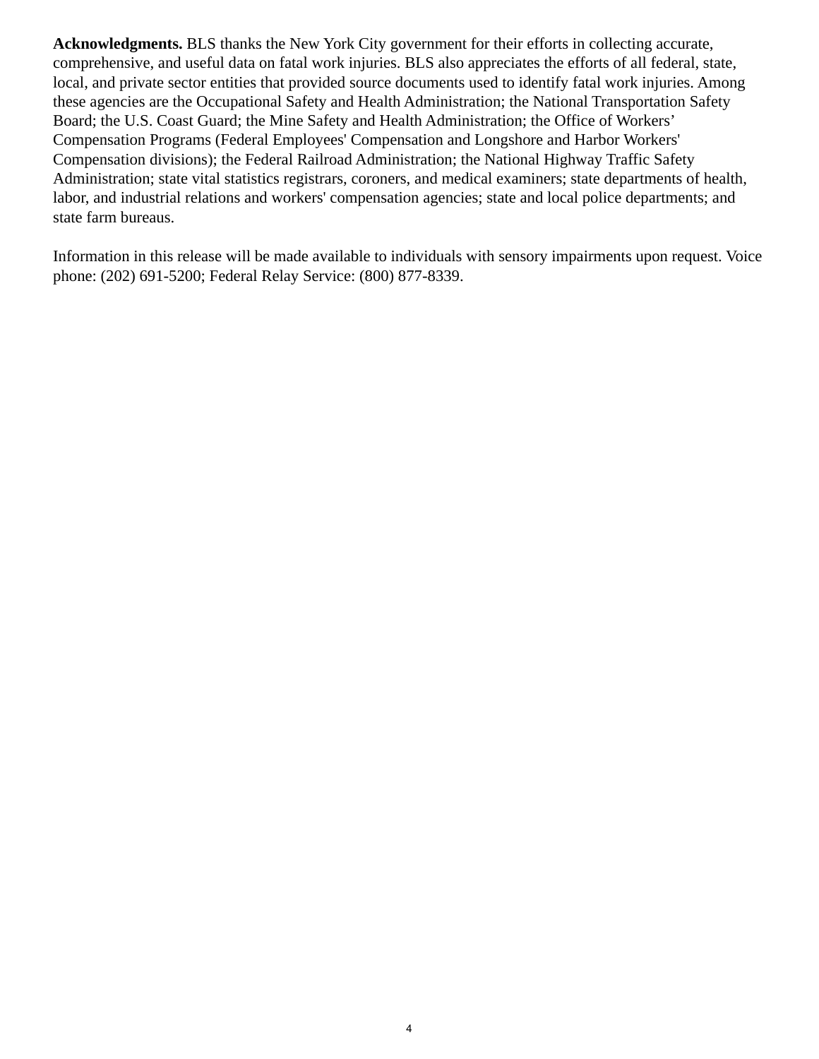**Acknowledgments.** BLS thanks the New York City government for their efforts in collecting accurate, comprehensive, and useful data on fatal work injuries. BLS also appreciates the efforts of all federal, state, local, and private sector entities that provided source documents used to identify fatal work injuries. Among these agencies are the Occupational Safety and Health Administration; the National Transportation Safety Board; the U.S. Coast Guard; the Mine Safety and Health Administration; the Office of Workers' Compensation Programs (Federal Employees' Compensation and Longshore and Harbor Workers' Compensation divisions); the Federal Railroad Administration; the National Highway Traffic Safety Administration; state vital statistics registrars, coroners, and medical examiners; state departments of health, labor, and industrial relations and workers' compensation agencies; state and local police departments; and state farm bureaus.

Information in this release will be made available to individuals with sensory impairments upon request. Voice phone: (202) 691-5200; Federal Relay Service: (800) 877-8339.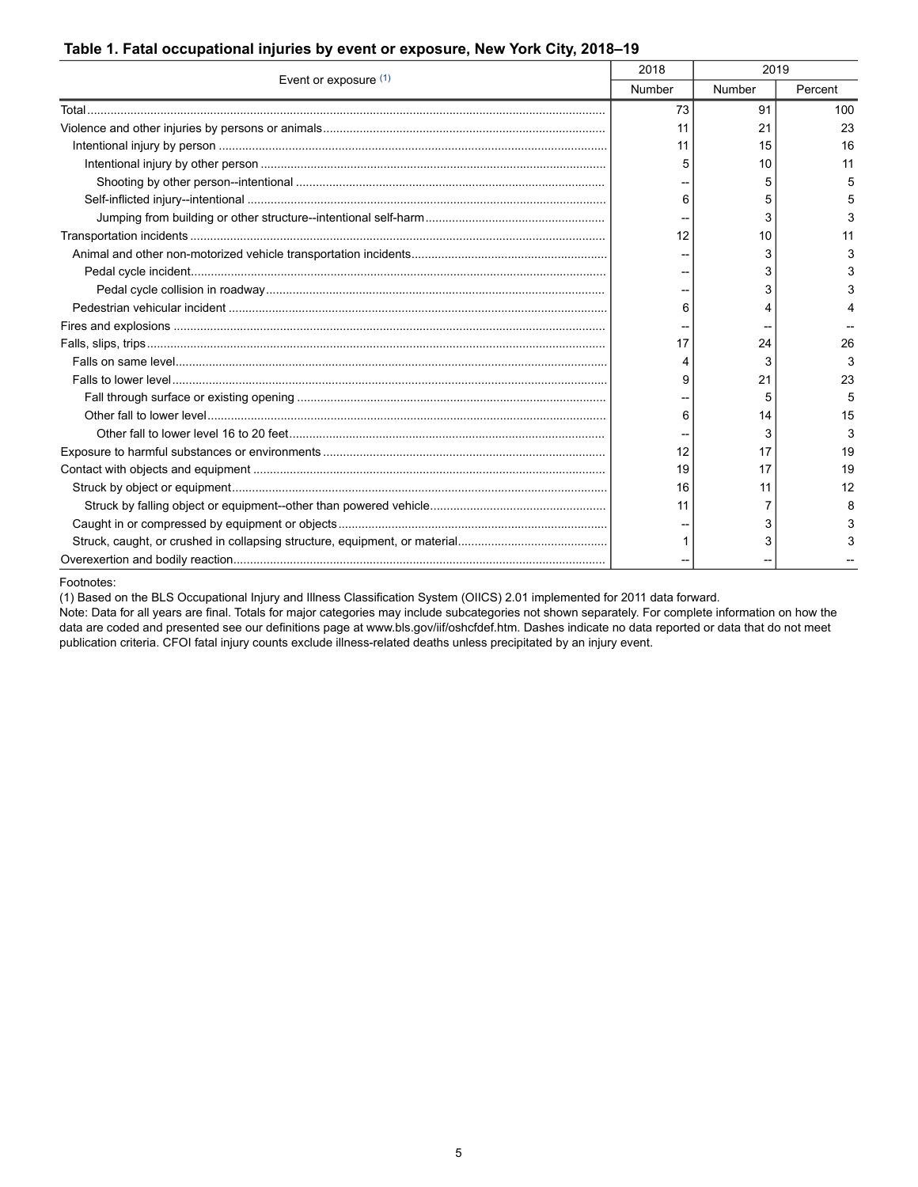**Table 1. Fatal occupational injuries by event or exposure, New York City, 2018–19**

| Event or exposure (1) | 2018 | 2019 | |
|---|---|---|---|
| | Number | Number | Percent |
| Total | 73 | 91 | 100 |
| Violence and other injuries by persons or animals | 11 | 21 | 23 |
| Intentional injury by person | 11 | 15 | 16 |
| Intentional injury by other person | 5 | 10 | 11 |
| Shooting by other person--intentional | -- | 5 | 5 |
| Self-inflicted injury--intentional | 6 | 5 | 5 |
| Jumping from building or other structure--intentional self-harm | -- | 3 | 3 |
| Transportation incidents | 12 | 10 | 11 |
| Animal and other non-motorized vehicle transportation incidents | -- | 3 | 3 |
| Pedal cycle incident | -- | 3 | 3 |
| Pedal cycle collision in roadway | -- | 3 | 3 |
| Pedestrian vehicular incident | 6 | 4 | 4 |
| Fires and explosions | -- | -- | -- |
| Falls, slips, trips | 17 | 24 | 26 |
| Falls on same level | 4 | 3 | 3 |
| Falls to lower level | 9 | 21 | 23 |
| Fall through surface or existing opening | -- | 5 | 5 |
| Other fall to lower level | 6 | 14 | 15 |
| Other fall to lower level 16 to 20 feet | -- | 3 | 3 |
| Exposure to harmful substances or environments | 12 | 17 | 19 |
| Contact with objects and equipment | 19 | 17 | 19 |
| Struck by object or equipment | 16 | 11 | 12 |
| Struck by falling object or equipment--other than powered vehicle | 11 | 7 | 8 |
| Caught in or compressed by equipment or objects | -- | 3 | 3 |
| Struck, caught, or crushed in collapsing structure, equipment, or material | 1 | 3 | 3 |
| Overexertion and bodily reaction | -- | -- | -- |

Footnotes:
(1) Based on the BLS Occupational Injury and Illness Classification System (OIICS) 2.01 implemented for 2011 data forward.
Note: Data for all years are final. Totals for major categories may include subcategories not shown separately. For complete information on how the data are coded and presented see our definitions page at www.bls.gov/iif/oshcfdef.htm. Dashes indicate no data reported or data that do not meet publication criteria. CFOI fatal injury counts exclude illness-related deaths unless precipitated by an injury event.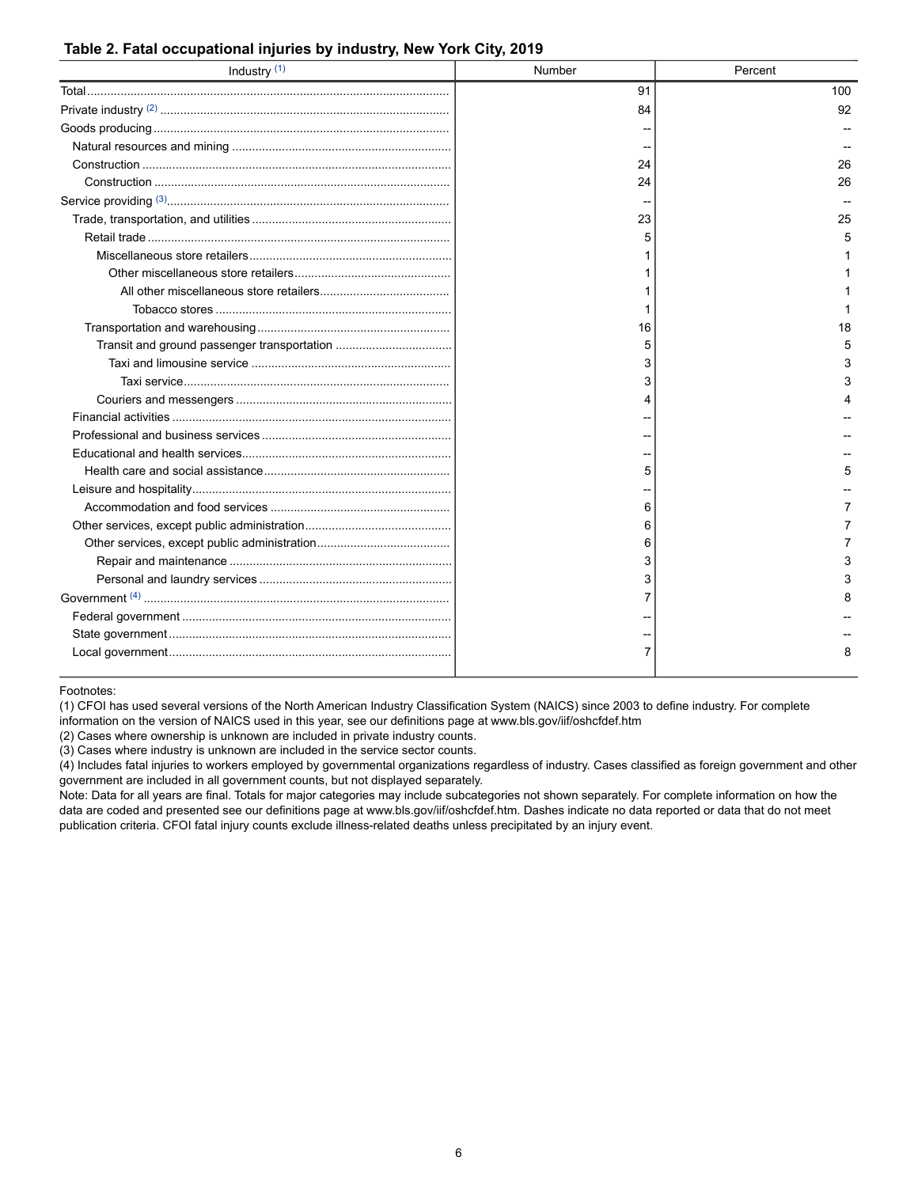**Table 2. Fatal occupational injuries by industry, New York City, 2019**

| Industry (1) | Number | Percent |
|---|---|---|
| Total | 91 | 100 |
| Private industry (2) | 84 | 92 |
| Goods producing | -- | -- |
| Natural resources and mining | -- | -- |
| Construction | 24 | 26 |
| Construction | 24 | 26 |
| Service providing (3) | -- | -- |
| Trade, transportation, and utilities | 23 | 25 |
| Retail trade | 5 | 5 |
| Miscellaneous store retailers | 1 | 1 |
| Other miscellaneous store retailers | 1 | 1 |
| All other miscellaneous store retailers | 1 | 1 |
| Tobacco stores | 1 | 1 |
| Transportation and warehousing | 16 | 18 |
| Transit and ground passenger transportation | 5 | 5 |
| Taxi and limousine service | 3 | 3 |
| Taxi service | 3 | 3 |
| Couriers and messengers | 4 | 4 |
| Financial activities | -- | -- |
| Professional and business services | -- | -- |
| Educational and health services | -- | -- |
| Health care and social assistance | 5 | 5 |
| Leisure and hospitality | -- | -- |
| Accommodation and food services | 6 | 7 |
| Other services, except public administration | 6 | 7 |
| Other services, except public administration | 6 | 7 |
| Repair and maintenance | 3 | 3 |
| Personal and laundry services | 3 | 3 |
| Government (4) | 7 | 8 |
| Federal government | -- | -- |
| State government | -- | -- |
| Local government | 7 | 8 |

Footnotes:
(1) CFOI has used several versions of the North American Industry Classification System (NAICS) since 2003 to define industry. For complete information on the version of NAICS used in this year, see our definitions page at www.bls.gov/iif/oshcfdef.htm
(2) Cases where ownership is unknown are included in private industry counts.
(3) Cases where industry is unknown are included in the service sector counts.
(4) Includes fatal injuries to workers employed by governmental organizations regardless of industry. Cases classified as foreign government and other government are included in all government counts, but not displayed separately.
Note: Data for all years are final. Totals for major categories may include subcategories not shown separately. For complete information on how the data are coded and presented see our definitions page at www.bls.gov/iif/oshcfdef.htm. Dashes indicate no data reported or data that do not meet publication criteria. CFOI fatal injury counts exclude illness-related deaths unless precipitated by an injury event.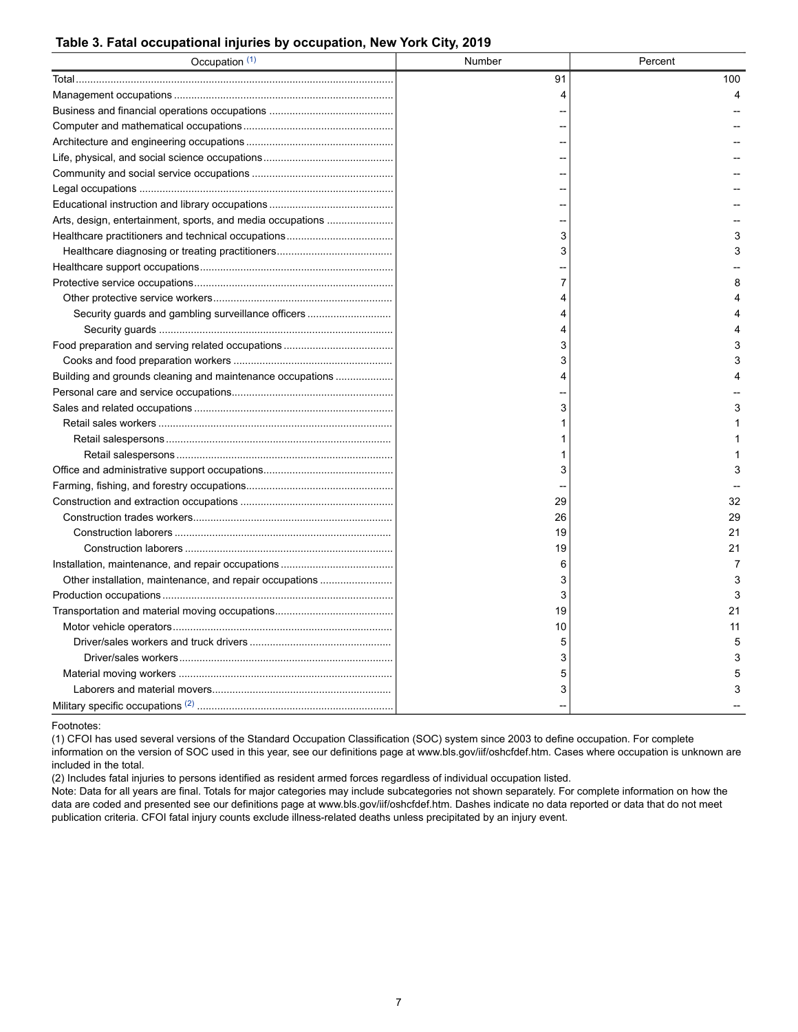**Table 3. Fatal occupational injuries by occupation, New York City, 2019**

| Occupation [1] | Number | Percent |
|---|---|---|
| Total | 91 | 100 |
| Management occupations | 4 | 4 |
| Business and financial operations occupations | -- | -- |
| Computer and mathematical occupations | -- | -- |
| Architecture and engineering occupations | -- | -- |
| Life, physical, and social science occupations | -- | -- |
| Community and social service occupations | -- | -- |
| Legal occupations | -- | -- |
| Educational instruction and library occupations | -- | -- |
| Arts, design, entertainment, sports, and media occupations | -- | -- |
| Healthcare practitioners and technical occupations | 3 | 3 |
| Healthcare diagnosing or treating practitioners | 3 | 3 |
| Healthcare support occupations | -- | -- |
| Protective service occupations | 7 | 8 |
| Other protective service workers | 4 | 4 |
| Security guards and gambling surveillance officers | 4 | 4 |
| Security guards | 4 | 4 |
| Food preparation and serving related occupations | 3 | 3 |
| Cooks and food preparation workers | 3 | 3 |
| Building and grounds cleaning and maintenance occupations | 4 | 4 |
| Personal care and service occupations | -- | -- |
| Sales and related occupations | 3 | 3 |
| Retail sales workers | 1 | 1 |
| Retail salespersons | 1 | 1 |
| Retail salespersons | 1 | 1 |
| Office and administrative support occupations | 3 | 3 |
| Farming, fishing, and forestry occupations | -- | -- |
| Construction and extraction occupations | 29 | 32 |
| Construction trades workers | 26 | 29 |
| Construction laborers | 19 | 21 |
| Construction laborers | 19 | 21 |
| Installation, maintenance, and repair occupations | 6 | 7 |
| Other installation, maintenance, and repair occupations | 3 | 3 |
| Production occupations | 3 | 3 |
| Transportation and material moving occupations | 19 | 21 |
| Motor vehicle operators | 10 | 11 |
| Driver/sales workers and truck drivers | 5 | 5 |
| Driver/sales workers | 3 | 3 |
| Material moving workers | 5 | 5 |
| Laborers and material movers | 3 | 3 |
| Military specific occupations [2] | -- | -- |

Footnotes:

(1) CFOI has used several versions of the Standard Occupation Classification (SOC) system since 2003 to define occupation. For complete information on the version of SOC used in this year, see our definitions page at www.bls.gov/iif/oshcfdef.htm. Cases where occupation is unknown are included in the total.

(2) Includes fatal injuries to persons identified as resident armed forces regardless of individual occupation listed.

Note: Data for all years are final. Totals for major categories may include subcategories not shown separately. For complete information on how the data are coded and presented see our definitions page at www.bls.gov/iif/oshcfdef.htm. Dashes indicate no data reported or data that do not meet publication criteria. CFOI fatal injury counts exclude illness-related deaths unless precipitated by an injury event.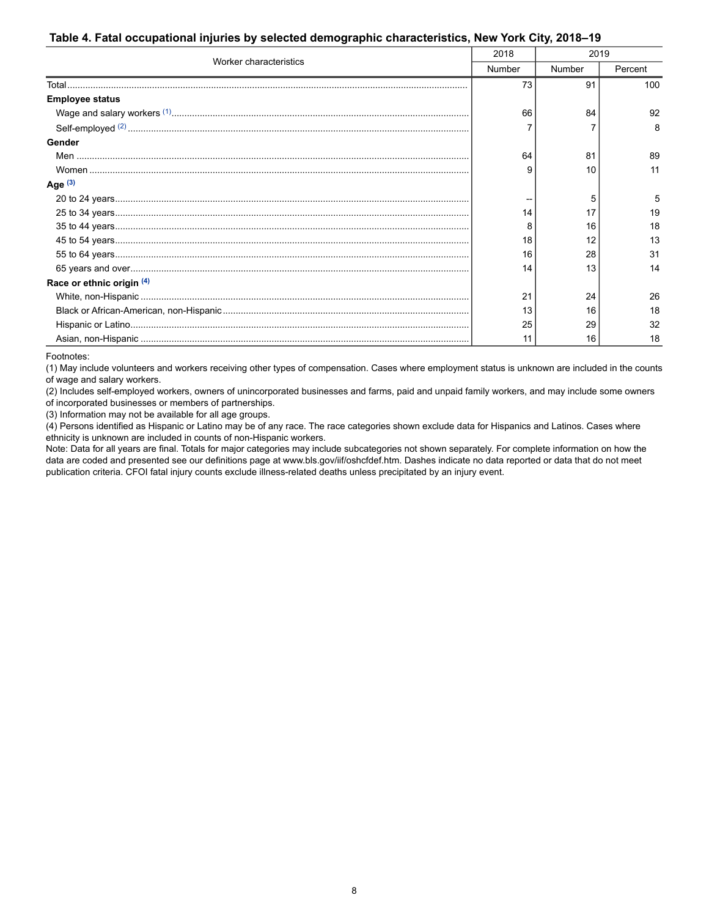### Table 4. Fatal occupational injuries by selected demographic characteristics, New York City, 2018–19

| Worker characteristics | 2018 | 2019 | |
|---|---|---|---|
| | Number | Number | Percent |
| Total | 73 | 91 | 100 |
| **Employee status** | | | |
| Wage and salary workers (1) | 66 | 84 | 92 |
| Self-employed (2) | 7 | 7 | 8 |
| **Gender** | | | |
| Men | 64 | 81 | 89 |
| Women | 9 | 10 | 11 |
| **Age (3)** | | | |
| 20 to 24 years | -- | 5 | 5 |
| 25 to 34 years | 14 | 17 | 19 |
| 35 to 44 years | 8 | 16 | 18 |
| 45 to 54 years | 18 | 12 | 13 |
| 55 to 64 years | 16 | 28 | 31 |
| 65 years and over | 14 | 13 | 14 |
| **Race or ethnic origin (4)** | | | |
| White, non-Hispanic | 21 | 24 | 26 |
| Black or African-American, non-Hispanic | 13 | 16 | 18 |
| Hispanic or Latino | 25 | 29 | 32 |
| Asian, non-Hispanic | 11 | 16 | 18 |

Footnotes:
(1) May include volunteers and workers receiving other types of compensation. Cases where employment status is unknown are included in the counts of wage and salary workers.
(2) Includes self-employed workers, owners of unincorporated businesses and farms, paid and unpaid family workers, and may include some owners of incorporated businesses or members of partnerships.
(3) Information may not be available for all age groups.
(4) Persons identified as Hispanic or Latino may be of any race. The race categories shown exclude data for Hispanics and Latinos. Cases where ethnicity is unknown are included in counts of non-Hispanic workers.
Note: Data for all years are final. Totals for major categories may include subcategories not shown separately. For complete information on how the data are coded and presented see our definitions page at www.bls.gov/iif/oshcfdef.htm. Dashes indicate no data reported or data that do not meet publication criteria. CFOI fatal injury counts exclude illness-related deaths unless precipitated by an injury event.